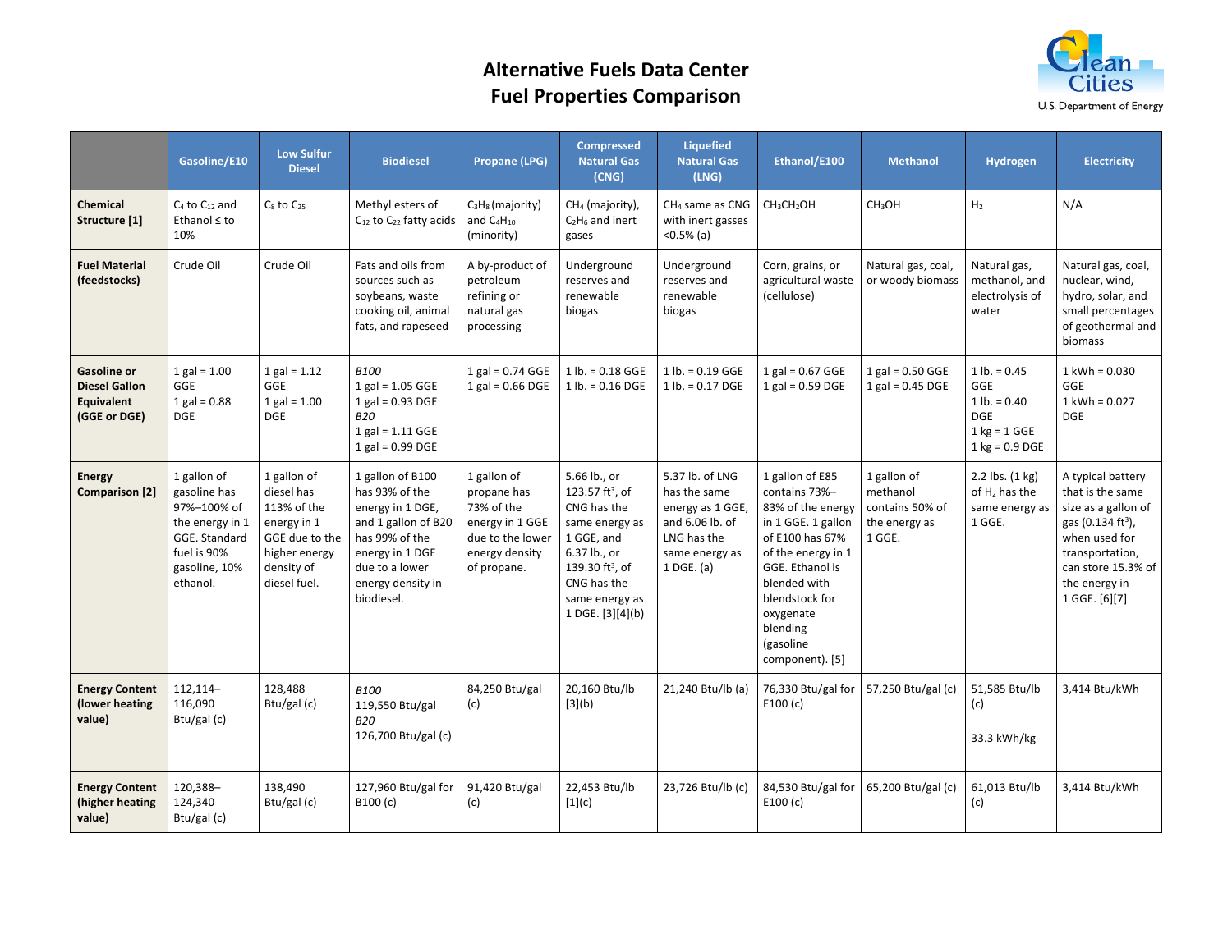# Alternative Fuels Data Center
## Fuel Properties Comparison

| | Gasoline/E10 | Low Sulfur Diesel | Biodiesel | Propane (LPG) | Compressed Natural Gas (CNG) | Liquefied Natural Gas (LNG) | Ethanol/E100 | Methanol | Hydrogen | Electricity |
|---|---|---|---|---|---|---|---|---|---|---|
| **Chemical Structure [1]** | $C_4$ to $C_{12}$ and Ethanol ≤ to 10% | $C_8$ to $C_{25}$ | Methyl esters of $C_{12}$ to $C_{22}$ fatty acids | $C_3H_8$ (majority) and $C_4H_{10}$ (minority) | $CH_4$ (majority), $C_2H_6$ and inert gases | $CH_4$ same as CNG with inert gasses <0.5% (a) | $CH_3CH_2OH$ | $CH_3OH$ | $H_2$ | N/A |
| **Fuel Material (feedstocks)** | Crude Oil | Crude Oil | Fats and oils from sources such as soybeans, waste cooking oil, animal fats, and rapeseed | A by-product of petroleum refining or natural gas processing | Underground reserves and renewable biogas | Underground reserves and renewable biogas | Corn, grains, or agricultural waste (cellulose) | Natural gas, coal, or woody biomass | Natural gas, methanol, and electrolysis of water | Natural gas, coal, nuclear, wind, hydro, solar, and small percentages of geothermal and biomass |
| **Gasoline or Diesel Gallon Equivalent (GGE or DGE)** | 1 gal = 1.00 GGE<br>1 gal = 0.88 DGE | 1 gal = 1.12 GGE<br>1 gal = 1.00 DGE | *B100*<br>1 gal = 1.05 GGE<br>1 gal = 0.93 DGE<br>*B20*<br>1 gal = 1.11 GGE<br>1 gal = 0.99 DGE | 1 gal = 0.74 GGE<br>1 gal = 0.66 DGE | 1 lb. = 0.18 GGE<br>1 lb. = 0.16 DGE | 1 lb. = 0.19 GGE<br>1 lb. = 0.17 DGE | 1 gal = 0.67 GGE<br>1 gal = 0.59 DGE | 1 gal = 0.50 GGE<br>1 gal = 0.45 DGE | 1 lb. = 0.45 GGE<br>1 lb. = 0.40 DGE<br>1 kg = 1 GGE<br>1 kg = 0.9 DGE | 1 kWh = 0.030 GGE<br>1 kWh = 0.027 DGE |
| **Energy Comparison [2]** | 1 gallon of gasoline has 97%–100% of the energy in 1 GGE. Standard fuel is 90% gasoline, 10% ethanol. | 1 gallon of diesel has 113% of the energy in 1 GGE due to the higher energy density of diesel fuel. | 1 gallon of B100 has 93% of the energy in 1 DGE, and 1 gallon of B20 has 99% of the energy in 1 DGE due to a lower energy density in biodiesel. | 1 gallon of propane has 73% of the energy in 1 GGE due to the lower energy density of propane. | 5.66 lb., or 123.57 $ft^3$, of CNG has the same energy as 1 GGE, and 6.37 lb., or 139.30 $ft^3$, of CNG has the same energy as 1 DGE. [3][4](b) | 5.37 lb. of LNG has the same energy as 1 GGE, and 6.06 lb. of LNG has the same energy as 1 DGE. (a) | 1 gallon of E85 contains 73%–83% of the energy in 1 GGE. 1 gallon of E100 has 67% of the energy in 1 GGE. Ethanol is blended with blendstock for oxygenate blending (gasoline component). [5] | 1 gallon of methanol contains 50% of the energy as 1 GGE. | 2.2 lbs. (1 kg) of $H_2$ has the same energy as 1 GGE. | A typical battery that is the same size as a gallon of gas (0.134 $ft^3$), when used for transportation, can store 15.3% of the energy in 1 GGE. [6][7] |
| **Energy Content (lower heating value)** | 112,114–116,090 Btu/gal (c) | 128,488 Btu/gal (c) | *B100*<br>119,550 Btu/gal<br>*B20*<br>126,700 Btu/gal (c) | 84,250 Btu/gal (c) | 20,160 Btu/lb [3](b) | 21,240 Btu/lb (a) | 76,330 Btu/gal for E100 (c) | 57,250 Btu/gal (c) | 51,585 Btu/lb (c)<br><br>33.3 kWh/kg | 3,414 Btu/kWh |
| **Energy Content (higher heating value)** | 120,388–124,340 Btu/gal (c) | 138,490 Btu/gal (c) | 127,960 Btu/gal for B100 (c) | 91,420 Btu/gal (c) | 22,453 Btu/lb [1](c) | 23,726 Btu/lb (c) | 84,530 Btu/gal for E100 (c) | 65,200 Btu/gal (c) | 61,013 Btu/lb (c) | 3,414 Btu/kWh |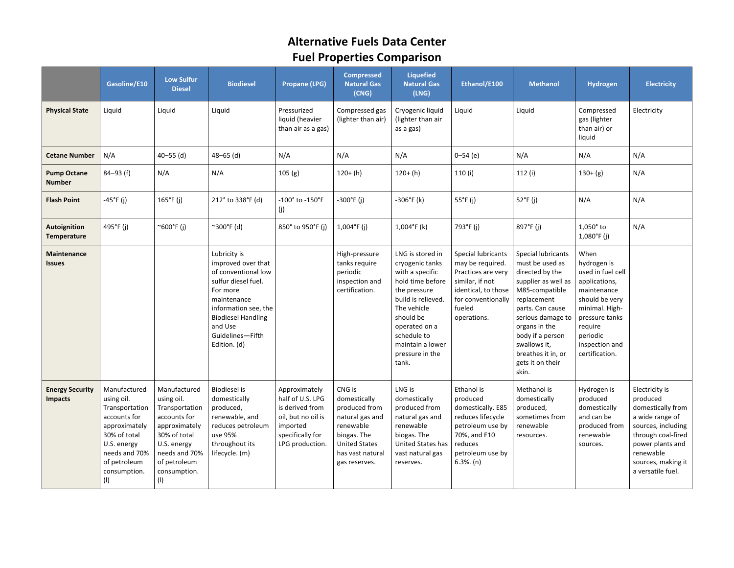# Alternative Fuels Data Center
# Fuel Properties Comparison

| | Gasoline/E10 | Low Sulfur Diesel | Biodiesel | Propane (LPG) | Compressed Natural Gas (CNG) | Liquefied Natural Gas (LNG) | Ethanol/E100 | Methanol | Hydrogen | Electricity |
|---|---|---|---|---|---|---|---|---|---|---|
| **Physical State** | Liquid | Liquid | Liquid | Pressurized liquid (heavier than air as a gas) | Compressed gas (lighter than air) | Cryogenic liquid (lighter than air as a gas) | Liquid | Liquid | Compressed gas (lighter than air) or liquid | Electricity |
| **Cetane Number** | N/A | 40–55 (d) | 48–65 (d) | N/A | N/A | N/A | 0–54 (e) | N/A | N/A | N/A |
| **Pump Octane Number** | 84–93 (f) | N/A | N/A | 105 (g) | 120+ (h) | 120+ (h) | 110 (i) | 112 (i) | 130+ (g) | N/A |
| **Flash Point** | -45°F (j) | 165°F (j) | 212° to 338°F (d) | -100° to -150°F (j) | -300°F (j) | -306°F (k) | 55°F (j) | 52°F (j) | N/A | N/A |
| **Autoignition Temperature** | 495°F (j) | ~600°F (j) | ~300°F (d) | 850° to 950°F (j) | 1,004°F (j) | 1,004°F (k) | 793°F (j) | 897°F (j) | 1,050° to 1,080°F (j) | N/A |
| **Maintenance Issues** | | | Lubricity is improved over that of conventional low sulfur diesel fuel. For more maintenance information see, the Biodiesel Handling and Use Guidelines—Fifth Edition. (d) | | High-pressure tanks require periodic inspection and certification. | LNG is stored in cryogenic tanks with a specific hold time before the pressure build is relieved. The vehicle should be operated on a schedule to maintain a lower pressure in the tank. | Special lubricants may be required. Practices are very similar, if not identical, to those for conventionally fueled operations. | Special lubricants must be used as directed by the supplier as well as M85-compatible replacement parts. Can cause serious damage to organs in the body if a person swallows it, breathes it in, or gets it on their skin. | When hydrogen is used in fuel cell applications, maintenance should be very minimal. High-pressure tanks require periodic inspection and certification. | |
| **Energy Security Impacts** | Manufactured using oil. Transportation accounts for approximately 30% of total U.S. energy needs and 70% of petroleum consumption. (l) | Manufactured using oil. Transportation accounts for approximately 30% of total U.S. energy needs and 70% of petroleum consumption. (l) | Biodiesel is domestically produced, renewable, and reduces petroleum use 95% throughout its lifecycle. (m) | Approximately half of U.S. LPG is derived from oil, but no oil is imported specifically for LPG production. | CNG is domestically produced from natural gas and renewable biogas. The United States has vast natural gas reserves. | LNG is domestically produced from natural gas and renewable biogas. The United States has vast natural gas reserves. | Ethanol is produced domestically. E85 reduces lifecycle petroleum use by 70%, and E10 reduces petroleum use by 6.3%. (n) | Methanol is domestically produced, sometimes from renewable resources. | Hydrogen is produced domestically and can be produced from renewable sources. | Electricity is produced domestically from a wide range of sources, including through coal-fired power plants and renewable sources, making it a versatile fuel. |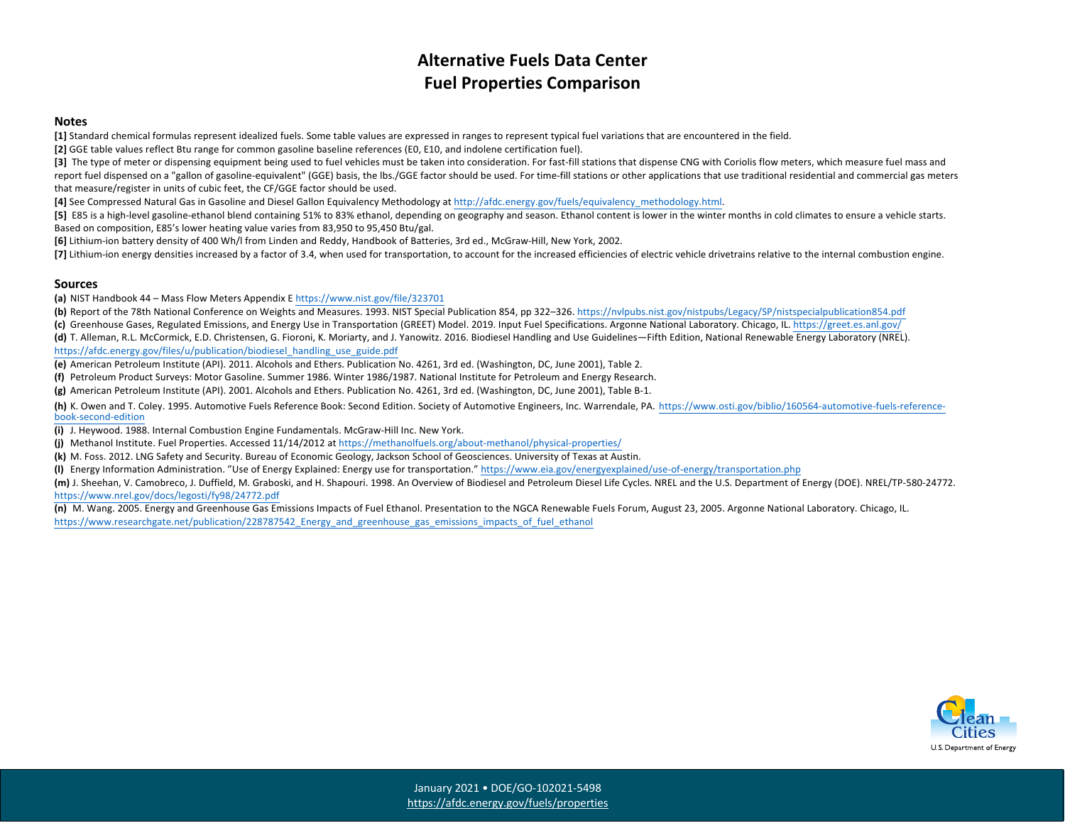# Alternative Fuels Data Center
# Fuel Properties Comparison

## Notes

**[1]** Standard chemical formulas represent idealized fuels. Some table values are expressed in ranges to represent typical fuel variations that are encountered in the field.

**[2]** GGE table values reflect Btu range for common gasoline baseline references (E0, E10, and indolene certification fuel).

**[3]** The type of meter or dispensing equipment being used to fuel vehicles must be taken into consideration. For fast-fill stations that dispense CNG with Coriolis flow meters, which measure fuel mass and report fuel dispensed on a "gallon of gasoline-equivalent" (GGE) basis, the lbs./GGE factor should be used. For time-fill stations or other applications that use traditional residential and commercial gas meters that measure/register in units of cubic feet, the CF/GGE factor should be used.

**[4]** See Compressed Natural Gas in Gasoline and Diesel Gallon Equivalency Methodology at http://afdc.energy.gov/fuels/equivalency_methodology.html.

**[5]** E85 is a high-level gasoline-ethanol blend containing 51% to 83% ethanol, depending on geography and season. Ethanol content is lower in the winter months in cold climates to ensure a vehicle starts. Based on composition, E85's lower heating value varies from 83,950 to 95,450 Btu/gal.

**[6]** Lithium-ion battery density of 400 Wh/l from Linden and Reddy, Handbook of Batteries, 3rd ed., McGraw-Hill, New York, 2002.

**[7]** Lithium-ion energy densities increased by a factor of 3.4, when used for transportation, to account for the increased efficiencies of electric vehicle drivetrains relative to the internal combustion engine.

## Sources

**(a)** NIST Handbook 44 – Mass Flow Meters Appendix E https://www.nist.gov/file/323701

**(b)** Report of the 78th National Conference on Weights and Measures. 1993. NIST Special Publication 854, pp 322–326. https://nvlpubs.nist.gov/nistpubs/Legacy/SP/nistspecialpublication854.pdf

**(c)** Greenhouse Gases, Regulated Emissions, and Energy Use in Transportation (GREET) Model. 2019. Input Fuel Specifications. Argonne National Laboratory. Chicago, IL. https://greet.es.anl.gov/

**(d)** T. Alleman, R.L. McCormick, E.D. Christensen, G. Fioroni, K. Moriarty, and J. Yanowitz. 2016. Biodiesel Handling and Use Guidelines—Fifth Edition, National Renewable Energy Laboratory (NREL). https://afdc.energy.gov/files/u/publication/biodiesel_handling_use_guide.pdf

**(e)** American Petroleum Institute (API). 2011. Alcohols and Ethers. Publication No. 4261, 3rd ed. (Washington, DC, June 2001), Table 2.

**(f)** Petroleum Product Surveys: Motor Gasoline. Summer 1986. Winter 1986/1987. National Institute for Petroleum and Energy Research.

**(g)** American Petroleum Institute (API). 2001. Alcohols and Ethers. Publication No. 4261, 3rd ed. (Washington, DC, June 2001), Table B-1.

**(h)** K. Owen and T. Coley. 1995. Automotive Fuels Reference Book: Second Edition. Society of Automotive Engineers, Inc. Warrendale, PA. https://www.osti.gov/biblio/160564-automotive-fuels-reference-book-second-edition

**(i)** J. Heywood. 1988. Internal Combustion Engine Fundamentals. McGraw-Hill Inc. New York.

**(j)** Methanol Institute. Fuel Properties. Accessed 11/14/2012 at https://methanolfuels.org/about-methanol/physical-properties/

**(k)** M. Foss. 2012. LNG Safety and Security. Bureau of Economic Geology, Jackson School of Geosciences. University of Texas at Austin.

**(l)** Energy Information Administration. "Use of Energy Explained: Energy use for transportation." https://www.eia.gov/energyexplained/use-of-energy/transportation.php

**(m)** J. Sheehan, V. Camobreco, J. Duffield, M. Graboski, and H. Shapouri. 1998. An Overview of Biodiesel and Petroleum Diesel Life Cycles. NREL and the U.S. Department of Energy (DOE). NREL/TP-580-24772. https://www.nrel.gov/docs/legosti/fy98/24772.pdf

**(n)** M. Wang. 2005. Energy and Greenhouse Gas Emissions Impacts of Fuel Ethanol. Presentation to the NGCA Renewable Fuels Forum, August 23, 2005. Argonne National Laboratory. Chicago, IL. https://www.researchgate.net/publication/228787542_Energy_and_greenhouse_gas_emissions_impacts_of_fuel_ethanol

Clean Cities
U.S. Department of Energy

January 2021 • DOE/GO-102021-5498
https://afdc.energy.gov/fuels/properties